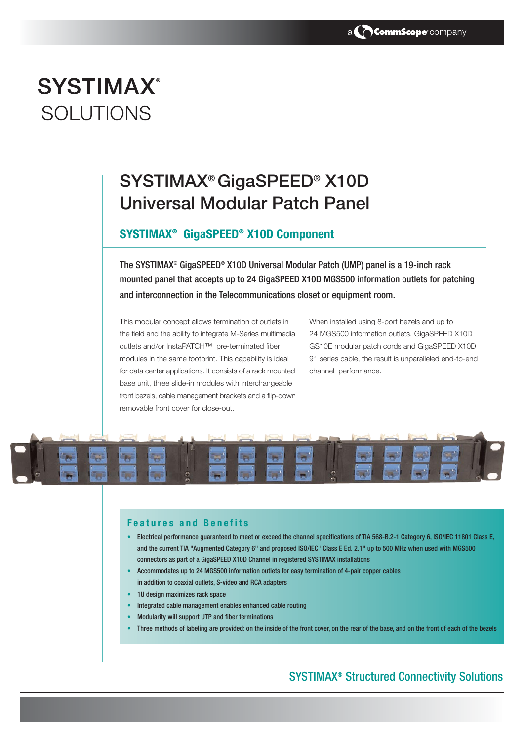a CommScope company

# SYSTIMAX® SOLUTIONS

# SYSTIMAX® GigaSPEED® X10D Universal Modular Patch Panel

## SYSTIMAX® GigaSPEED® X10D Component

**The SYSTIMAX® GigaSPEED® X10D Universal Modular Patch (UMP) panel is a 19-inch rack mounted panel that accepts up to 24 GigaSPEED X10D MGS500 information outlets for patching and interconnection in the Telecommunications closet or equipment room.**

This modular concept allows termination of outlets in the field and the ability to integrate M-Series multimedia outlets and/or InstaPATCH™ pre-terminated fiber modules in the same footprint. This capability is ideal for data center applications. It consists of a rack mounted base unit, three slide-in modules with interchangeable front bezels, cable management brackets and a flip-down removable front cover for close-out.

When installed using 8-port bezels and up to 24 MGS500 information outlets, GigaSPEED X10D GS10E modular patch cords and GigaSPEED X10D 91 series cable, the result is unparalleled end-to-end channel performance.

### Features and Benefits

- Electrical performance guaranteed to meet or exceed the channel specifications of TIA 568-B.2-1 Category 6, ISO/IEC 11801 Class E, and the current TIA "Augmented Category 6" and proposed ISO/IEC "Class E Ed. 2.1" up to 500 MHz when used with MGS500 connectors as part of a GigaSPEED X10D Channel in registered SYSTIMAX installations
- Accommodates up to 24 MGS500 information outlets for easy termination of 4-pair copper cables in addition to coaxial outlets, S-video and RCA adapters
- 1U design maximizes rack space
- Integrated cable management enables enhanced cable routing
- Modularity will support UTP and fiber terminations
- Three methods of labeling are provided: on the inside of the front cover, on the rear of the base, and on the front of each of the bezels

SYSTIMAX® Structured Connectivity Solutions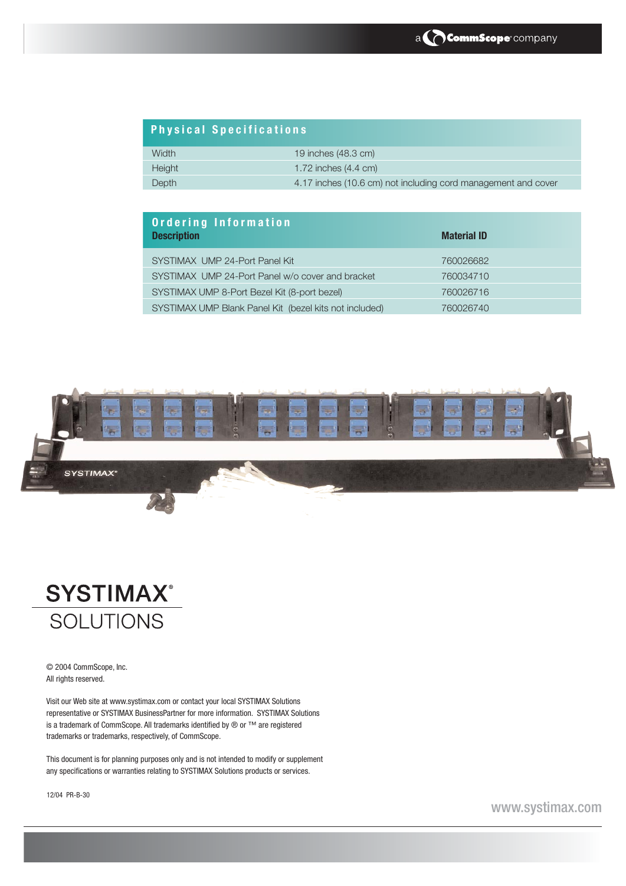## Physical Specifications

| | |
|---|---|
| Width | 19 inches (48.3 cm) |
| Height | 1.72 inches (4.4 cm) |
| Depth | 4.17 inches (10.6 cm) not including cord management and cover |

## Ordering Information

| Description | Material ID |
|---|---|
| SYSTIMAX UMP 24-Port Panel Kit | 760026682 |
| SYSTIMAX UMP 24-Port Panel w/o cover and bracket | 760034710 |
| SYSTIMAX UMP 8-Port Bezel Kit (8-port bezel) | 760026716 |
| SYSTIMAX UMP Blank Panel Kit (bezel kits not included) | 760026740 |

**SYSTIMAX® SOLUTIONS**

© 2004 CommScope, Inc.
All rights reserved.

Visit our Web site at www.systimax.com or contact your local SYSTIMAX Solutions representative or SYSTIMAX BusinessPartner for more information. SYSTIMAX Solutions is a trademark of CommScope. All trademarks identified by ® or ™ are registered trademarks or trademarks, respectively, of CommScope.

This document is for planning purposes only and is not intended to modify or supplement any specifications or warranties relating to SYSTIMAX Solutions products or services.

12/04 PR-B-30

www.systimax.com